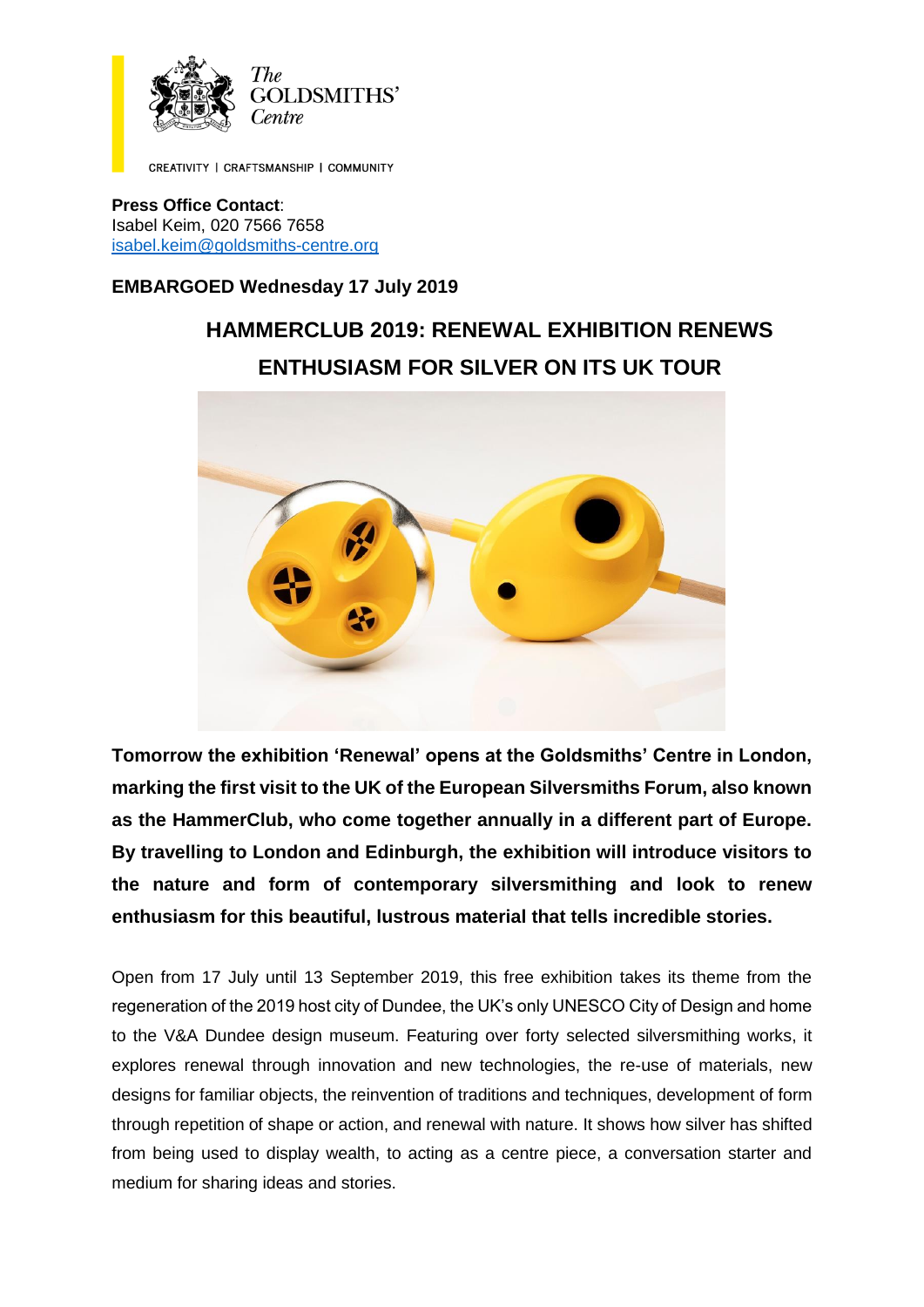The GOLDSMITHS' Centre

CREATIVITY | CRAFTSMANSHIP | COMMUNITY

**Press Office Contact**:
Isabel Keim, 020 7566 7658
isabel.keim@goldsmiths-centre.org

**EMBARGOED Wednesday 17 July 2019**

# HAMMERCLUB 2019: RENEWAL EXHIBITION RENEWS ENTHUSIASM FOR SILVER ON ITS UK TOUR

**Tomorrow the exhibition 'Renewal' opens at the Goldsmiths' Centre in London, marking the first visit to the UK of the European Silversmiths Forum, also known as the HammerClub, who come together annually in a different part of Europe. By travelling to London and Edinburgh, the exhibition will introduce visitors to the nature and form of contemporary silversmithing and look to renew enthusiasm for this beautiful, lustrous material that tells incredible stories.**

Open from 17 July until 13 September 2019, this free exhibition takes its theme from the regeneration of the 2019 host city of Dundee, the UK's only UNESCO City of Design and home to the V&A Dundee design museum. Featuring over forty selected silversmithing works, it explores renewal through innovation and new technologies, the re-use of materials, new designs for familiar objects, the reinvention of traditions and techniques, development of form through repetition of shape or action, and renewal with nature. It shows how silver has shifted from being used to display wealth, to acting as a centre piece, a conversation starter and medium for sharing ideas and stories.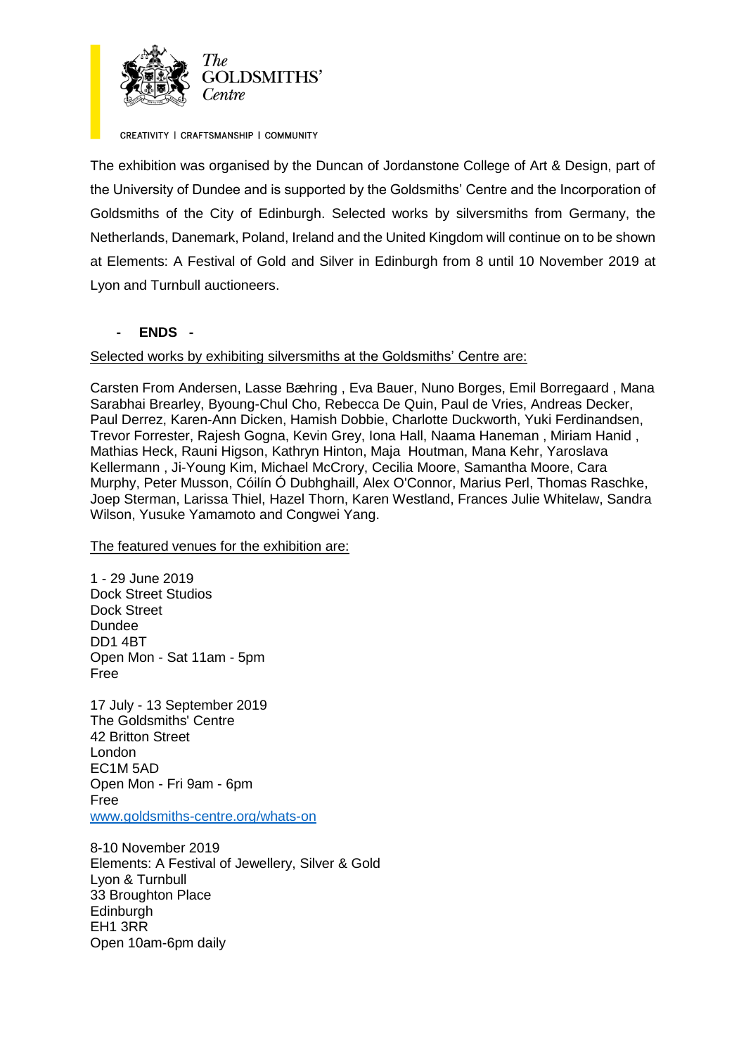The exhibition was organised by the Duncan of Jordanstone College of Art & Design, part of the University of Dundee and is supported by the Goldsmiths' Centre and the Incorporation of Goldsmiths of the City of Edinburgh. Selected works by silversmiths from Germany, the Netherlands, Danemark, Poland, Ireland and the United Kingdom will continue on to be shown at Elements: A Festival of Gold and Silver in Edinburgh from 8 until 10 November 2019 at Lyon and Turnbull auctioneers.

**- ENDS -**

Selected works by exhibiting silversmiths at the Goldsmiths' Centre are:

Carsten From Andersen, Lasse Bæhring , Eva Bauer, Nuno Borges, Emil Borregaard , Mana Sarabhai Brearley, Byoung-Chul Cho, Rebecca De Quin, Paul de Vries, Andreas Decker, Paul Derrez, Karen-Ann Dicken, Hamish Dobbie, Charlotte Duckworth, Yuki Ferdinandsen, Trevor Forrester, Rajesh Gogna, Kevin Grey, Iona Hall, Naama Haneman , Miriam Hanid , Mathias Heck, Rauni Higson, Kathryn Hinton, Maja Houtman, Mana Kehr, Yaroslava Kellermann , Ji-Young Kim, Michael McCrory, Cecilia Moore, Samantha Moore, Cara Murphy, Peter Musson, Cóilín Ó Dubhghaill, Alex O'Connor, Marius Perl, Thomas Raschke, Joep Sterman, Larissa Thiel, Hazel Thorn, Karen Westland, Frances Julie Whitelaw, Sandra Wilson, Yusuke Yamamoto and Congwei Yang.

The featured venues for the exhibition are:

1 - 29 June 2019
Dock Street Studios
Dock Street
Dundee
DD1 4BT
Open Mon - Sat 11am - 5pm
Free

17 July - 13 September 2019
The Goldsmiths' Centre
42 Britton Street
London
EC1M 5AD
Open Mon - Fri 9am - 6pm
Free
www.goldsmiths-centre.org/whats-on

8-10 November 2019
Elements: A Festival of Jewellery, Silver & Gold
Lyon & Turnbull
33 Broughton Place
Edinburgh
EH1 3RR
Open 10am-6pm daily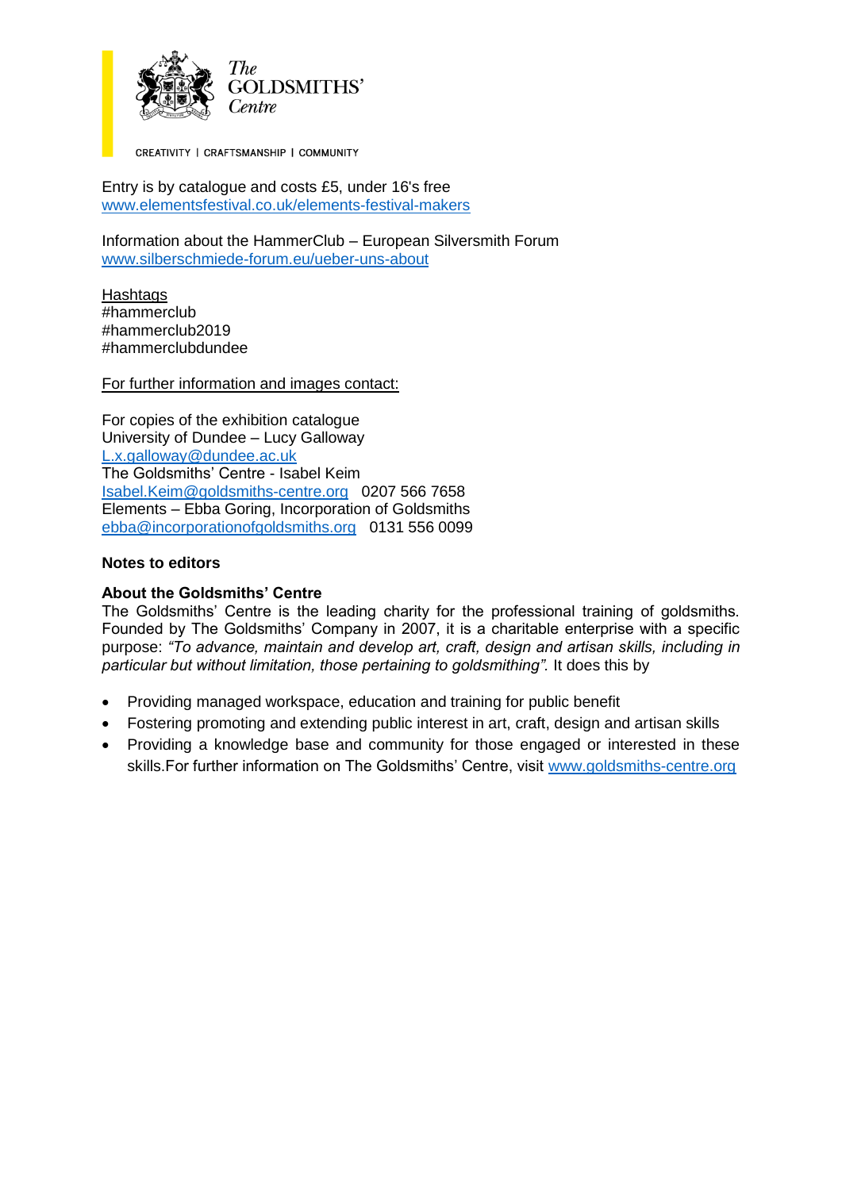Entry is by catalogue and costs £5, under 16's free
www.elementsfestival.co.uk/elements-festival-makers

Information about the HammerClub – European Silversmith Forum
www.silberschmiede-forum.eu/ueber-uns-about

Hashtags
#hammerclub
#hammerclub2019
#hammerclubdundee

For further information and images contact:

For copies of the exhibition catalogue
University of Dundee – Lucy Galloway
L.x.galloway@dundee.ac.uk
The Goldsmiths' Centre - Isabel Keim
Isabel.Keim@goldsmiths-centre.org 0207 566 7658
Elements – Ebba Goring, Incorporation of Goldsmiths
ebba@incorporationofgoldsmiths.org 0131 556 0099

**Notes to editors**

**About the Goldsmiths' Centre**
The Goldsmiths' Centre is the leading charity for the professional training of goldsmiths. Founded by The Goldsmiths' Company in 2007, it is a charitable enterprise with a specific purpose: *"To advance, maintain and develop art, craft, design and artisan skills, including in particular but without limitation, those pertaining to goldsmithing".* It does this by

- Providing managed workspace, education and training for public benefit
- Fostering promoting and extending public interest in art, craft, design and artisan skills
- Providing a knowledge base and community for those engaged or interested in these skills.For further information on The Goldsmiths' Centre, visit www.goldsmiths-centre.org